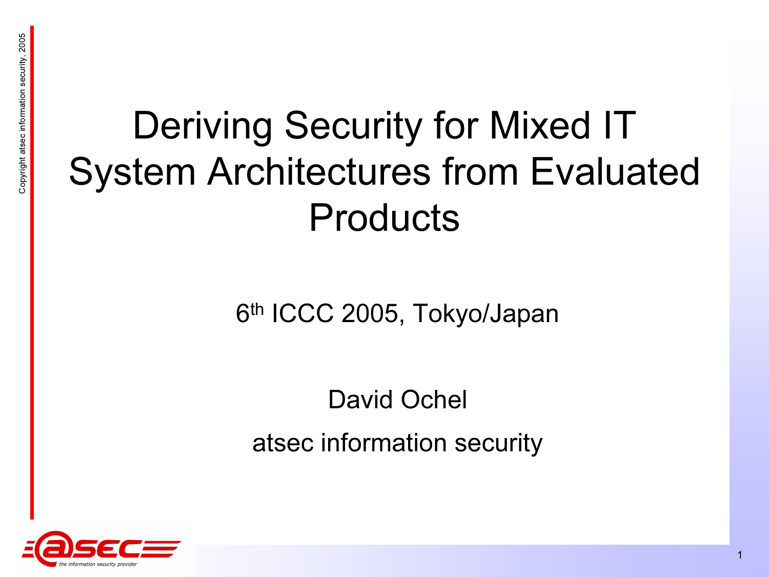# Deriving Security for Mixed IT System Architectures from Evaluated Products

6th ICCC 2005, Tokyo/Japan

David Ochel

atsec information security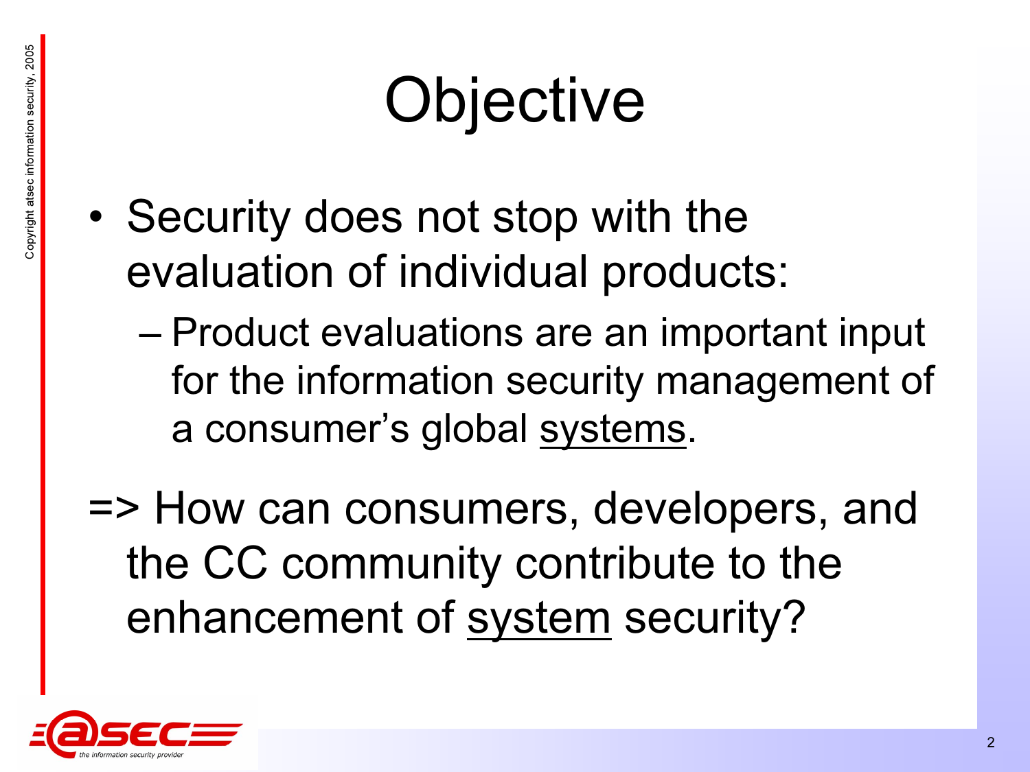# Objective

- Security does not stop with the evaluation of individual products:
  - Product evaluations are an important input for the information security management of a consumer's global <u>systems</u>.

=> How can consumers, developers, and the CC community contribute to the enhancement of <u>system</u> security?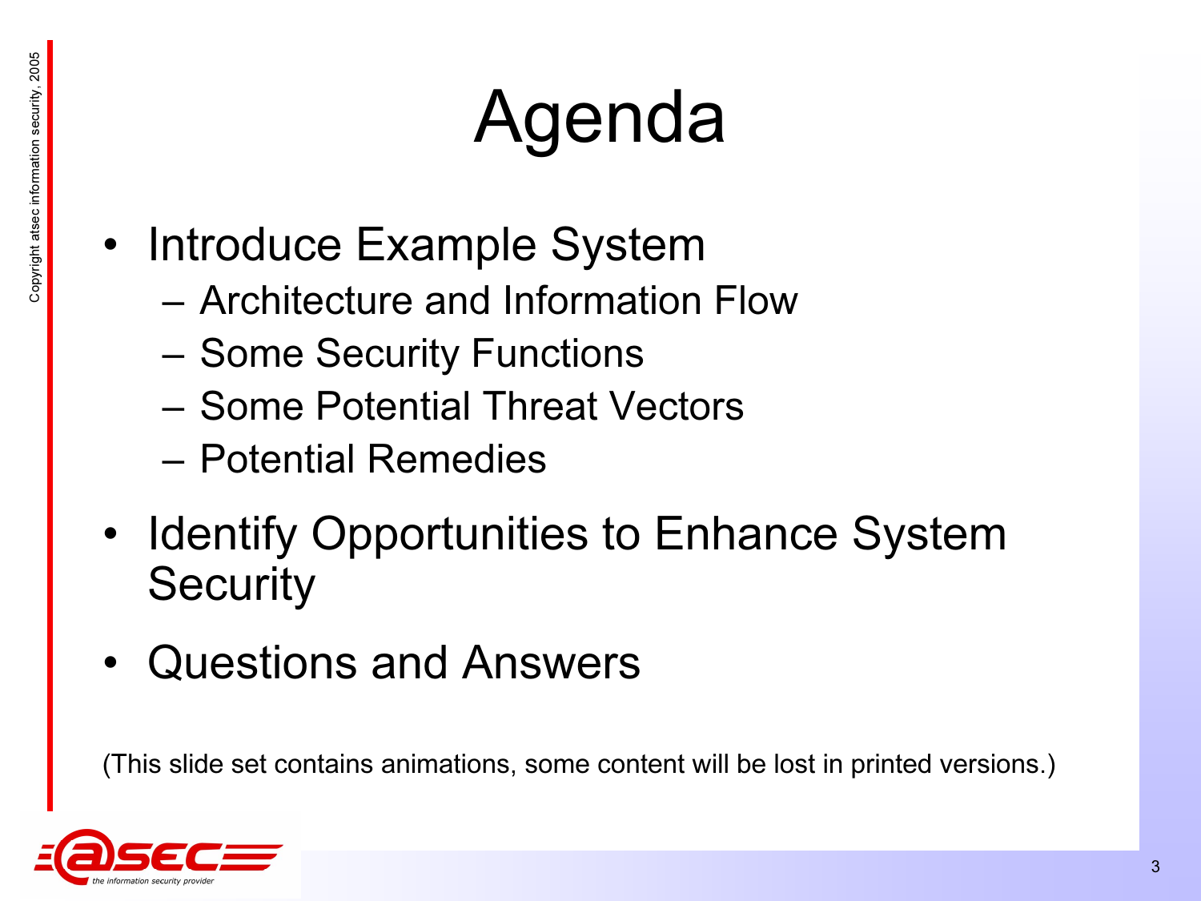# Agenda

- Introduce Example System
  - Architecture and Information Flow
  - Some Security Functions
  - Some Potential Threat Vectors
  - Potential Remedies
- Identify Opportunities to Enhance System Security
- Questions and Answers

(This slide set contains animations, some content will be lost in printed versions.)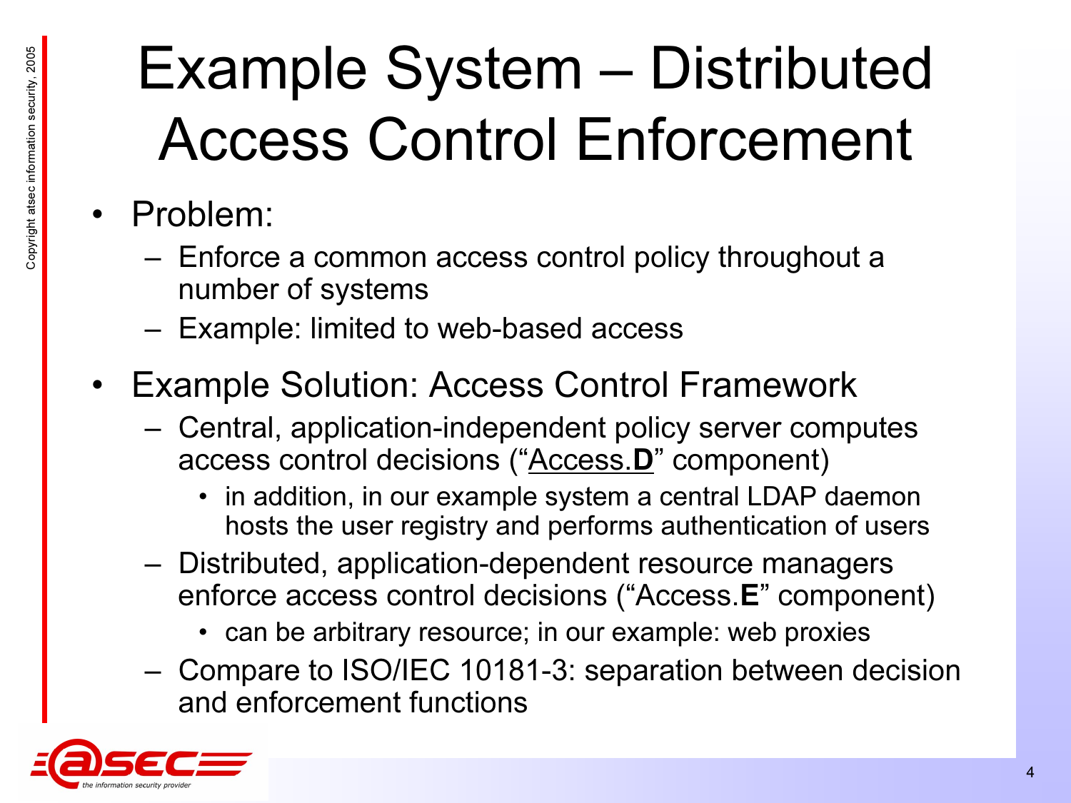# Example System – Distributed Access Control Enforcement

- Problem:
  - Enforce a common access control policy throughout a number of systems
  - Example: limited to web-based access
- Example Solution: Access Control Framework
  - Central, application-independent policy server computes access control decisions ("Access.**D**" component)
    - in addition, in our example system a central LDAP daemon hosts the user registry and performs authentication of users
  - Distributed, application-dependent resource managers enforce access control decisions ("Access.**E**" component)
    - can be arbitrary resource; in our example: web proxies
  - Compare to ISO/IEC 10181-3: separation between decision and enforcement functions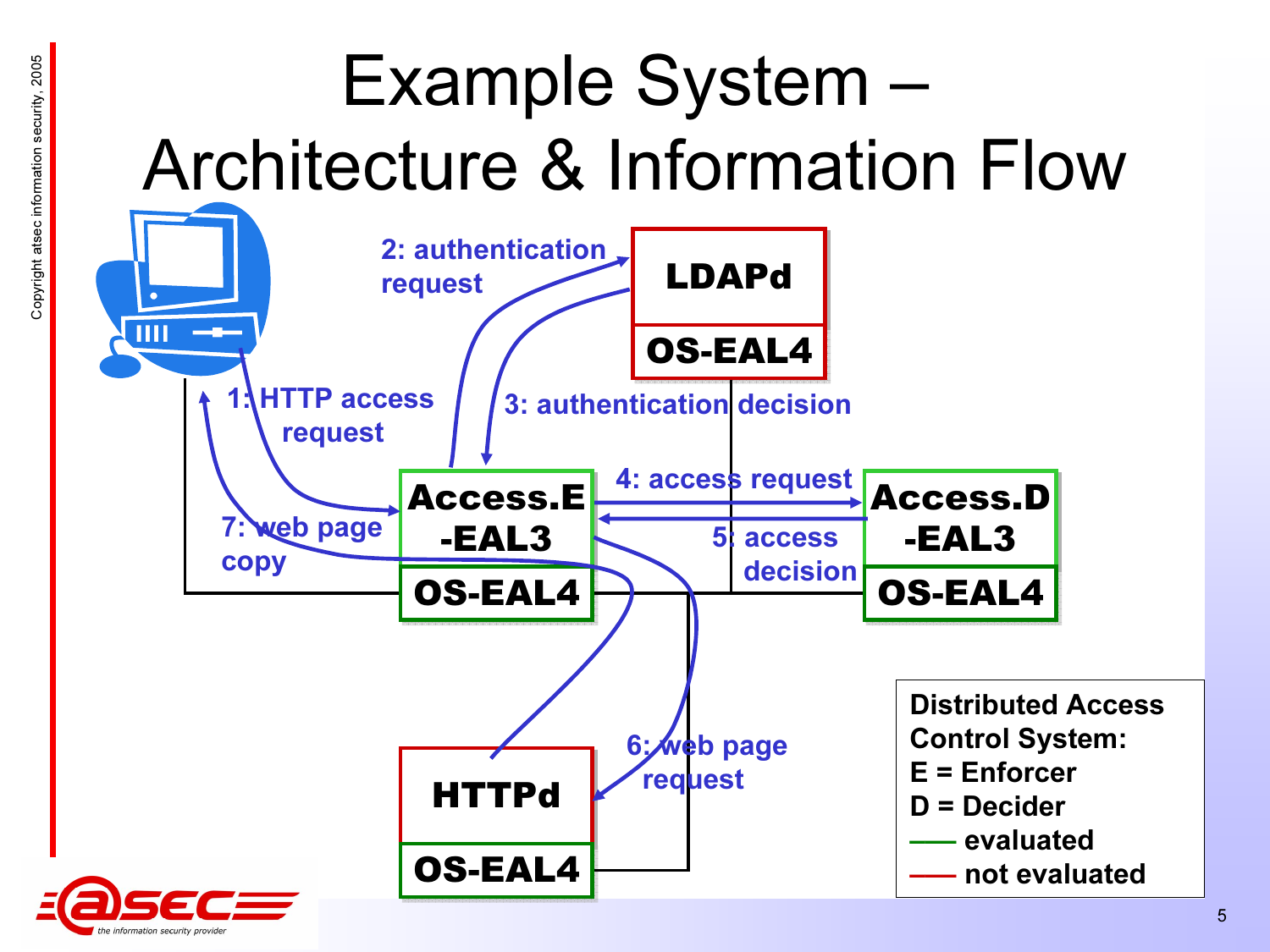# Example System – Architecture & Information Flow

LDAPd
OS-EAL4

2: authentication request

3: authentication decision

1: HTTP access request

Access.E-EAL3
OS-EAL4

4: access request

5: access decision

Access.D-EAL3
OS-EAL4

7: web page copy

6: web page request

HTTPd
OS-EAL4

Distributed Access Control System:
E = Enforcer
D = Decider
evaluated
not evaluated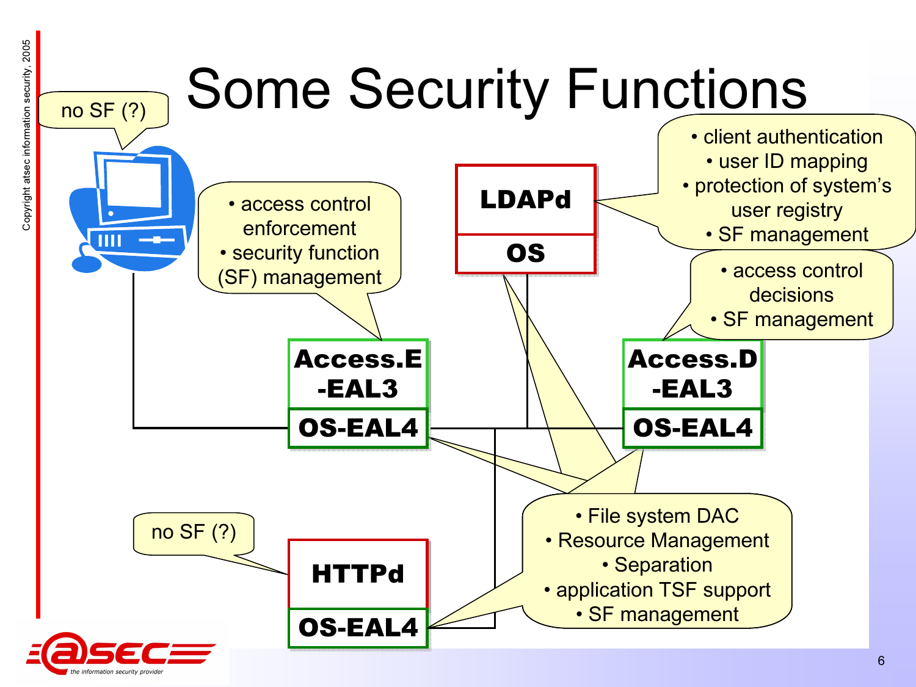# Some Security Functions

no SF (?)

- access control enforcement
- security function (SF) management

**LDAPd**

**OS**

- client authentication
- user ID mapping
- protection of system's user registry
- SF management

**Access.E-EAL3**

**OS-EAL4**

**Access.D-EAL3**

**OS-EAL4**

- access control decisions
- SF management

no SF (?)

**HTTPd**

**OS-EAL4**

- File system DAC
- Resource Management
- Separation
- application TSF support
- SF management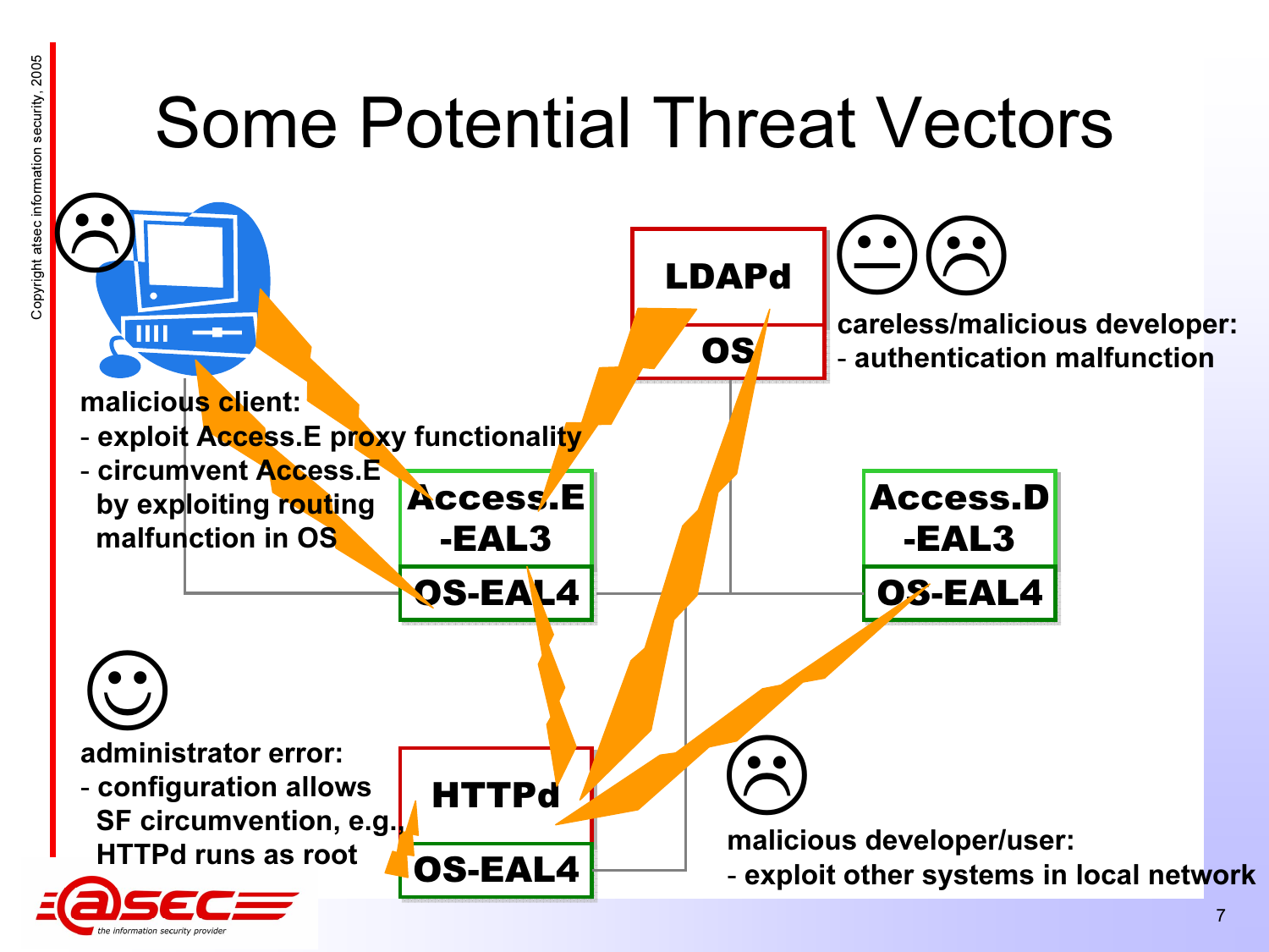# Some Potential Threat Vectors

LDAPd

OS

**careless/malicious developer:**
**- authentication malfunction**

**malicious client:**
**- exploit Access.E proxy functionality**
**- circumvent Access.E by exploiting routing malfunction in OS**

Access.E -EAL3

OS-EAL4

Access.D -EAL3

OS-EAL4

**administrator error:**
**- configuration allows SF circumvention, e.g., HTTPd runs as root**

HTTPd

OS-EAL4

**malicious developer/user:**
**- exploit other systems in local network**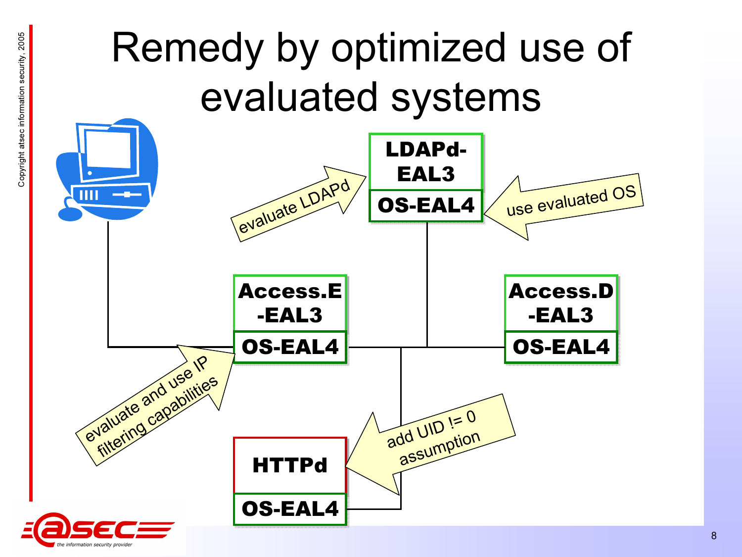# Remedy by optimized use of evaluated systems

- LDAPd-EAL3 / OS-EAL4
- Access.E-EAL3 / OS-EAL4
- Access.D-EAL3 / OS-EAL4
- HTTPd / OS-EAL4

evaluate LDAPd

use evaluated OS

evaluate and use IP filtering capabilities

add UID != 0 assumption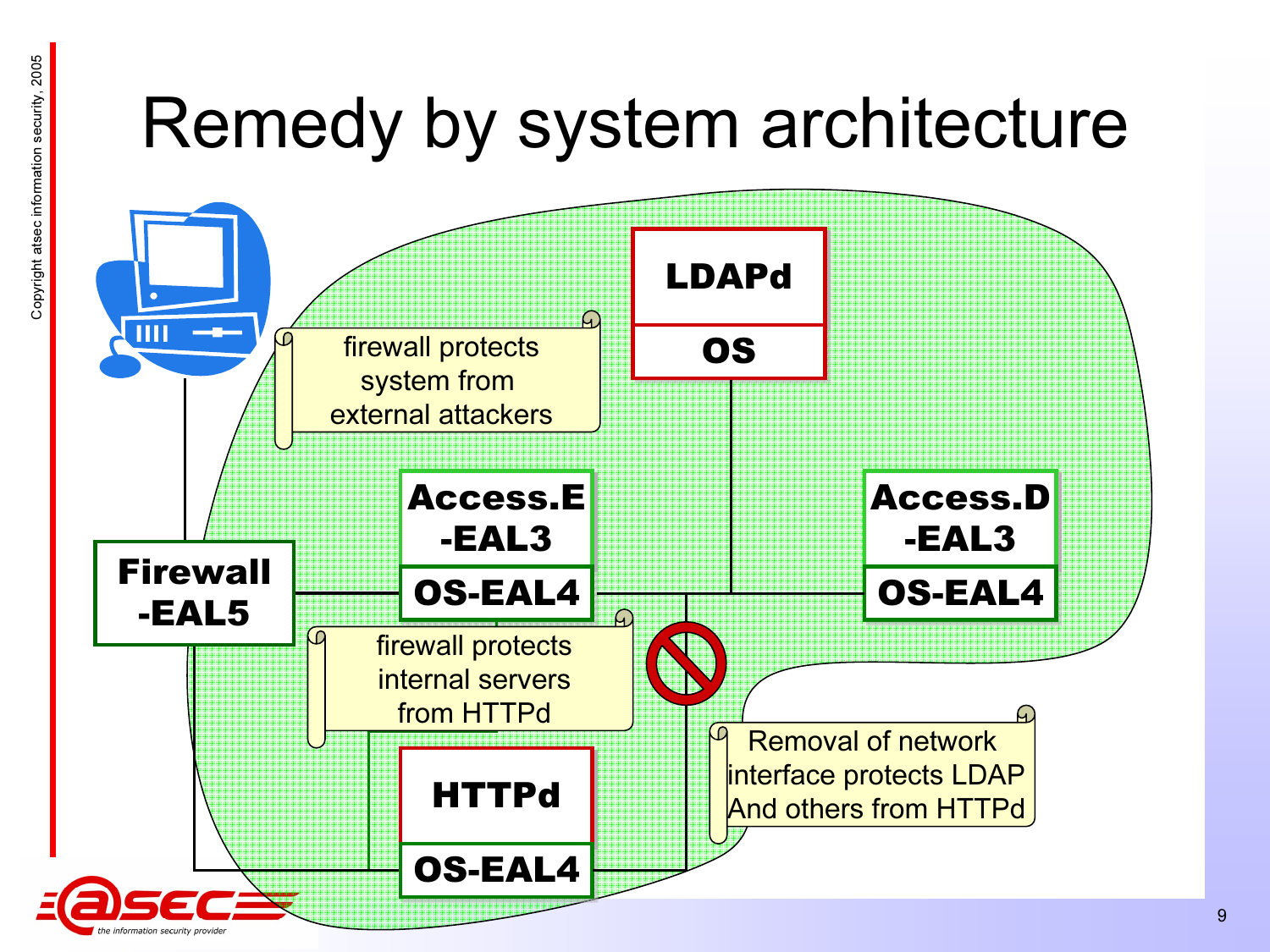# Remedy by system architecture

LDAPd

OS

firewall protects system from external attackers

Access.E -EAL3

OS-EAL4

Access.D -EAL3

OS-EAL4

Firewall -EAL5

firewall protects internal servers from HTTPd

HTTPd

OS-EAL4

Removal of network interface protects LDAP And others from HTTPd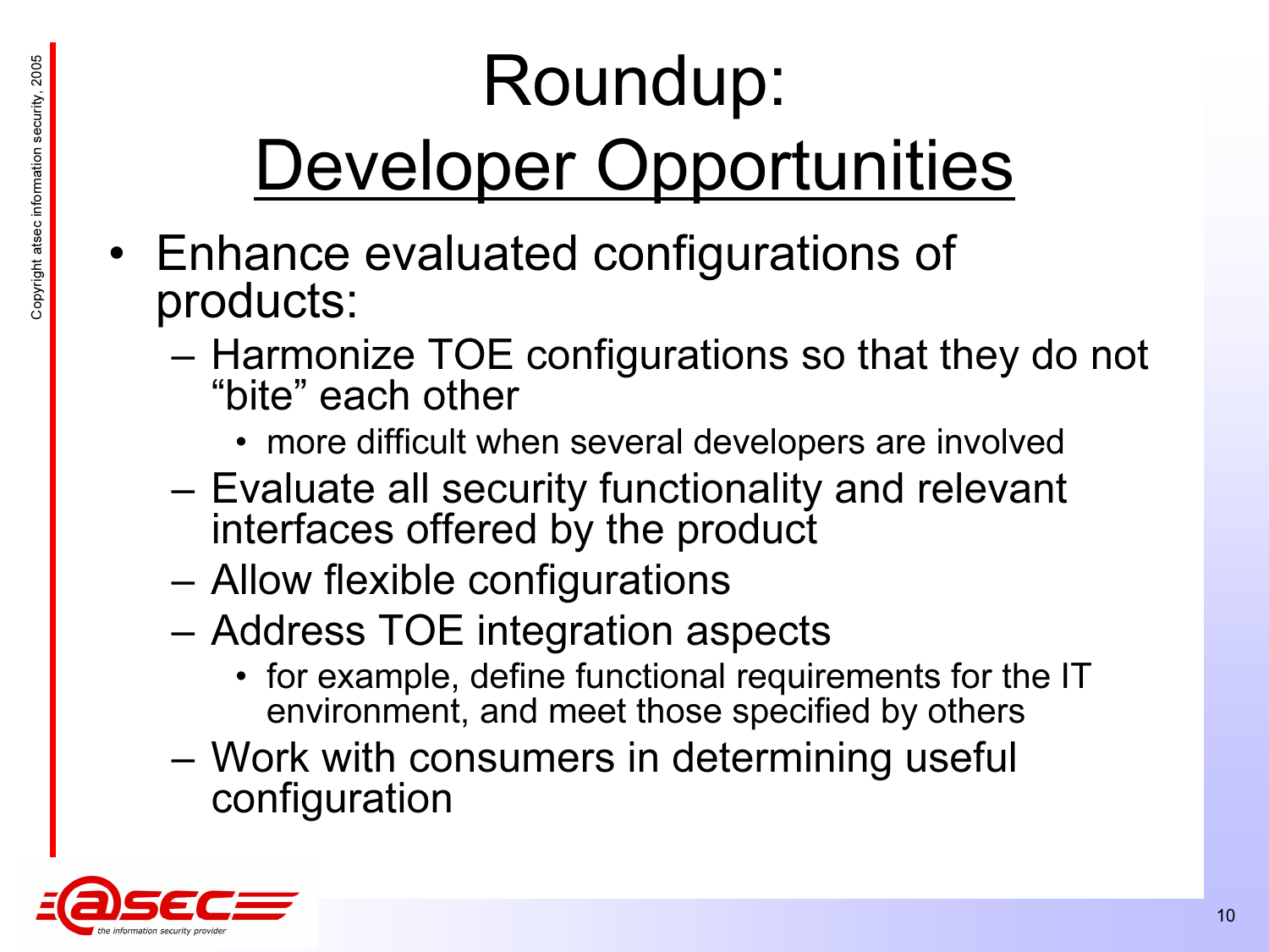# Roundup: Developer Opportunities

- Enhance evaluated configurations of products:
  - Harmonize TOE configurations so that they do not "bite" each other
    - more difficult when several developers are involved
  - Evaluate all security functionality and relevant interfaces offered by the product
  - Allow flexible configurations
  - Address TOE integration aspects
    - for example, define functional requirements for the IT environment, and meet those specified by others
  - Work with consumers in determining useful configuration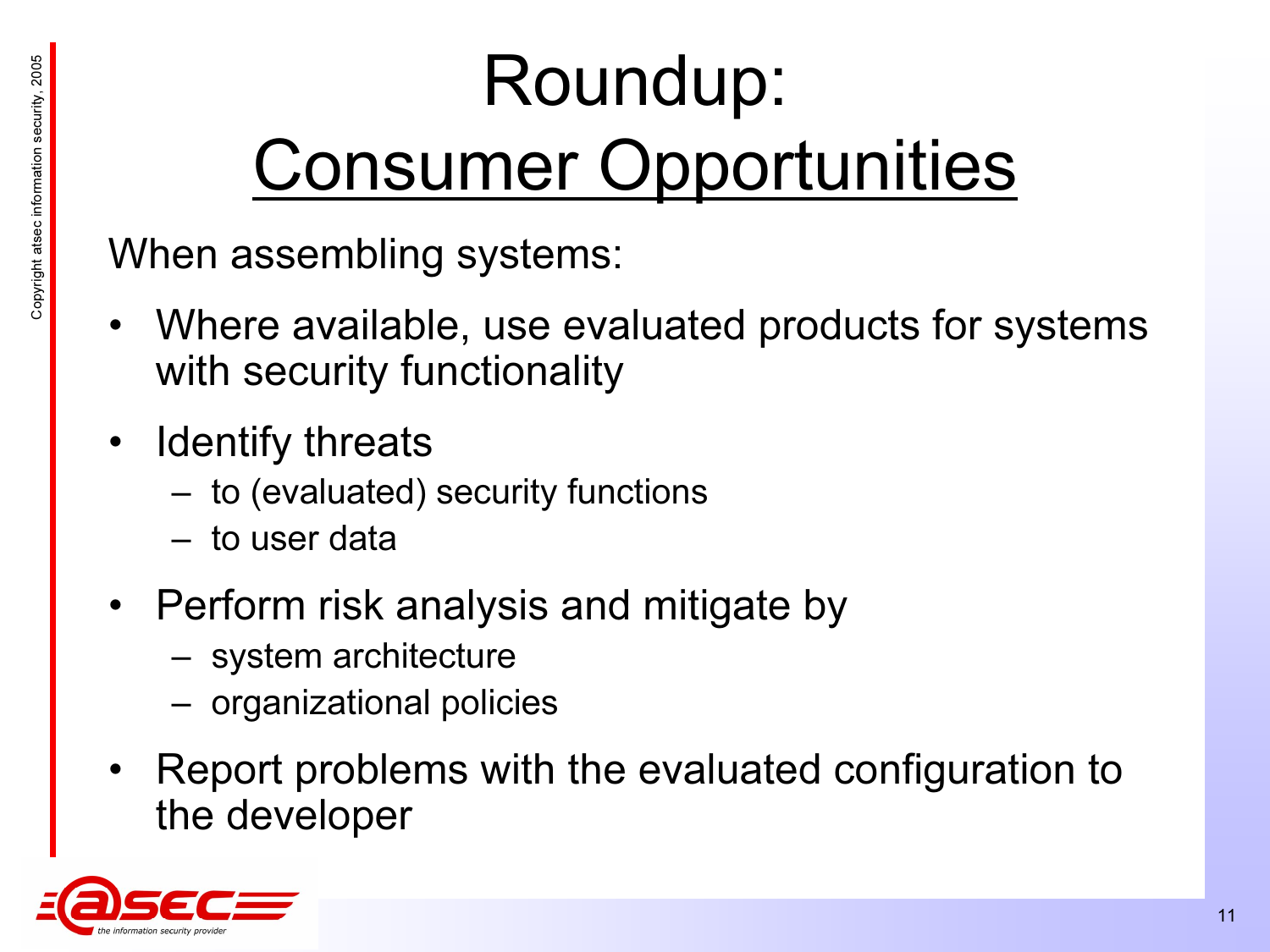# Roundup: Consumer Opportunities

When assembling systems:

- Where available, use evaluated products for systems with security functionality
- Identify threats
  - to (evaluated) security functions
  - to user data
- Perform risk analysis and mitigate by
  - system architecture
  - organizational policies
- Report problems with the evaluated configuration to the developer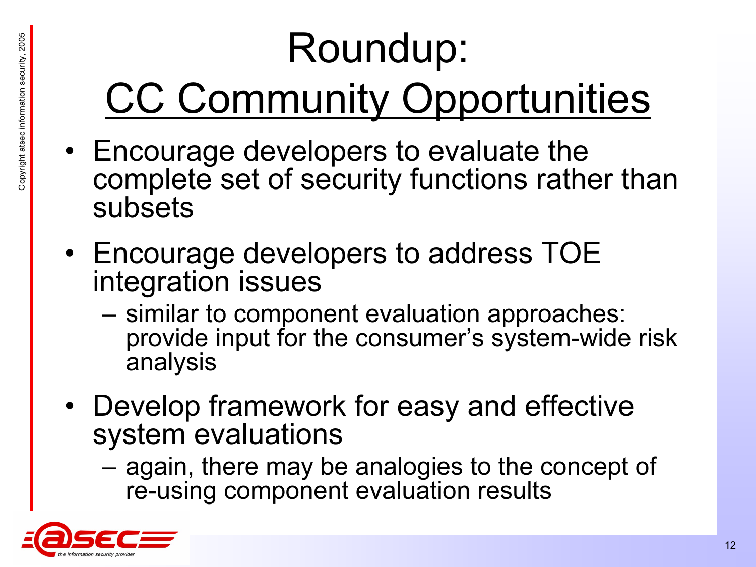# Roundup: CC Community Opportunities

- Encourage developers to evaluate the complete set of security functions rather than subsets
- Encourage developers to address TOE integration issues
  - similar to component evaluation approaches: provide input for the consumer's system-wide risk analysis
- Develop framework for easy and effective system evaluations
  - again, there may be analogies to the concept of re-using component evaluation results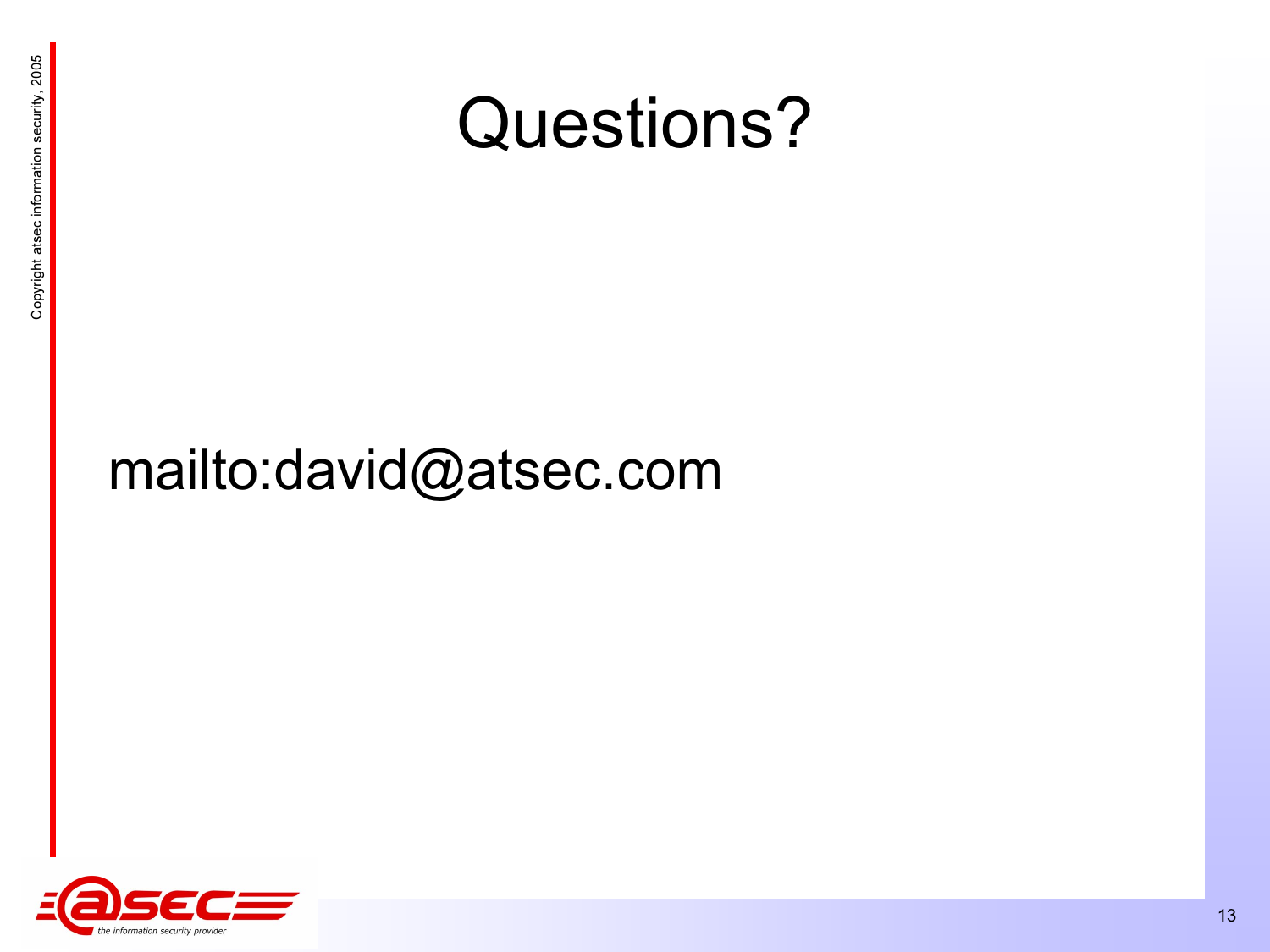# Questions?

mailto:david@atsec.com